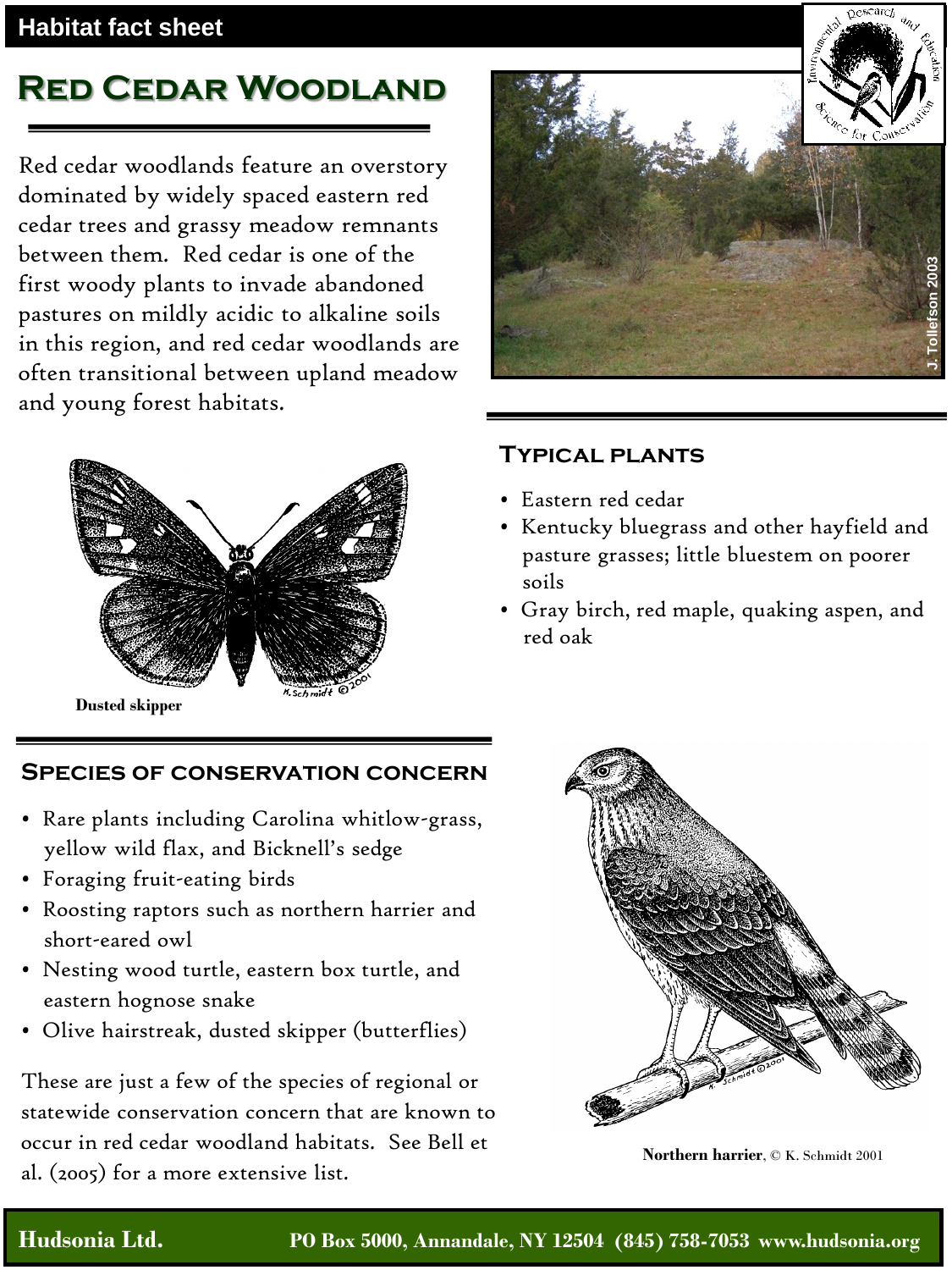Habitat fact sheet

# Red Cedar Woodland

Red cedar woodlands feature an overstory dominated by widely spaced eastern red cedar trees and grassy meadow remnants between them. Red cedar is one of the first woody plants to invade abandoned pastures on mildly acidic to alkaline soils in this region, and red cedar woodlands are often transitional between upland meadow and young forest habitats.

J. Tollefson 2003

Dusted skipper

## Typical plants

- Eastern red cedar
- Kentucky bluegrass and other hayfield and pasture grasses; little bluestem on poorer soils
- Gray birch, red maple, quaking aspen, and red oak

## Species of conservation concern

- Rare plants including Carolina whitlow-grass, yellow wild flax, and Bicknell's sedge
- Foraging fruit-eating birds
- Roosting raptors such as northern harrier and short-eared owl
- Nesting wood turtle, eastern box turtle, and eastern hognose snake
- Olive hairstreak, dusted skipper (butterflies)

These are just a few of the species of regional or statewide conservation concern that are known to occur in red cedar woodland habitats. See Bell et al. (2005) for a more extensive list.

**Northern harrier**, © K. Schmidt 2001

**Hudsonia Ltd.** PO Box 5000, Annandale, NY 12504 (845) 758-7053 www.hudsonia.org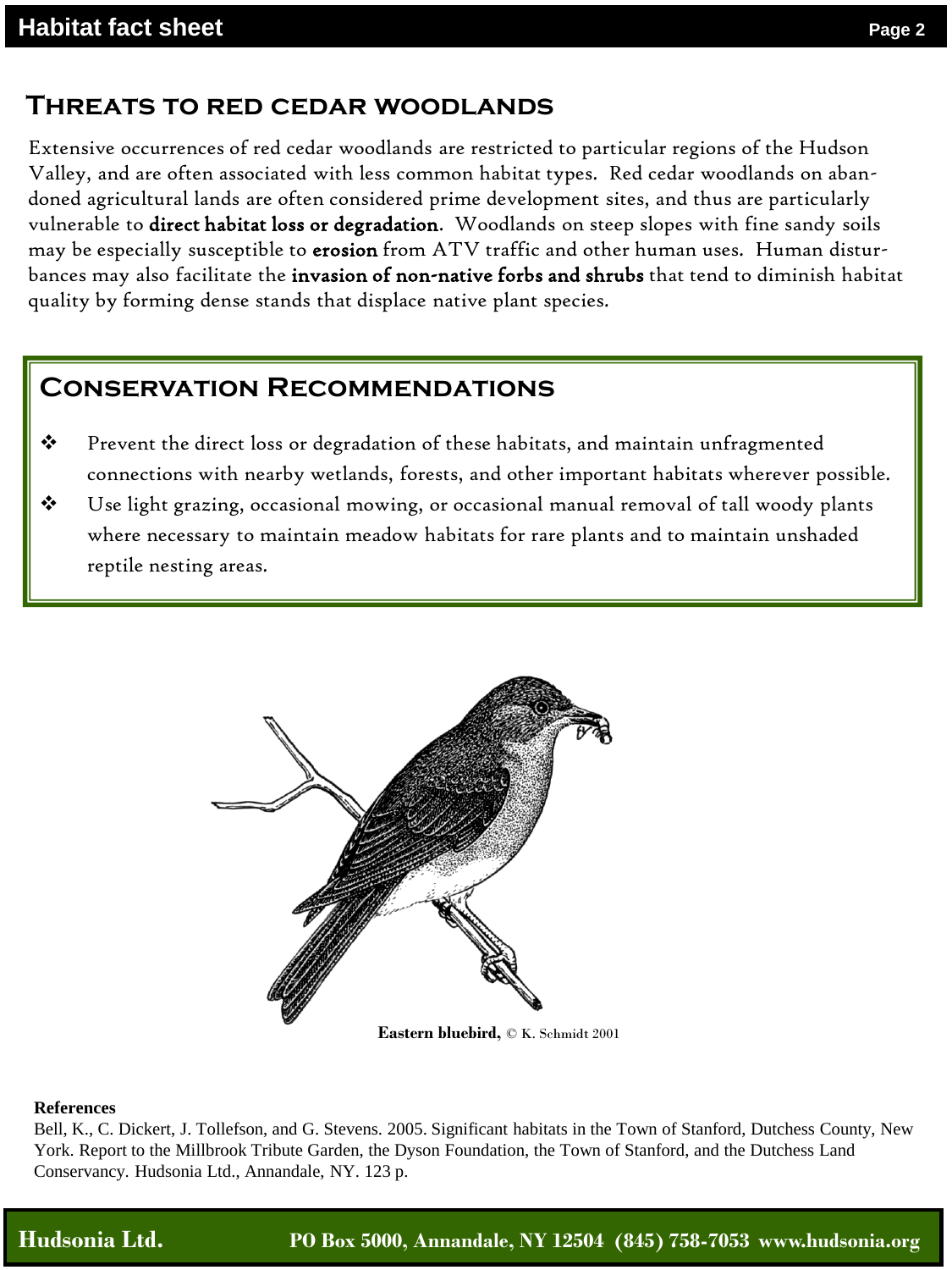## Threats to red cedar woodlands

Extensive occurrences of red cedar woodlands are restricted to particular regions of the Hudson Valley, and are often associated with less common habitat types. Red cedar woodlands on abandoned agricultural lands are often considered prime development sites, and thus are particularly vulnerable to **direct habitat loss or degradation**. Woodlands on steep slopes with fine sandy soils may be especially susceptible to **erosion** from ATV traffic and other human uses. Human disturbances may also facilitate the **invasion of non-native forbs and shrubs** that tend to diminish habitat quality by forming dense stands that displace native plant species.

## Conservation Recommendations

- Prevent the direct loss or degradation of these habitats, and maintain unfragmented connections with nearby wetlands, forests, and other important habitats wherever possible.
- Use light grazing, occasional mowing, or occasional manual removal of tall woody plants where necessary to maintain meadow habitats for rare plants and to maintain unshaded reptile nesting areas.

**Eastern bluebird,** © K. Schmidt 2001

**References**

Bell, K., C. Dickert, J. Tollefson, and G. Stevens. 2005. Significant habitats in the Town of Stanford, Dutchess County, New York. Report to the Millbrook Tribute Garden, the Dyson Foundation, the Town of Stanford, and the Dutchess Land Conservancy. Hudsonia Ltd., Annandale, NY. 123 p.

**Hudsonia Ltd.** **PO Box 5000, Annandale, NY 12504 (845) 758-7053 www.hudsonia.org**